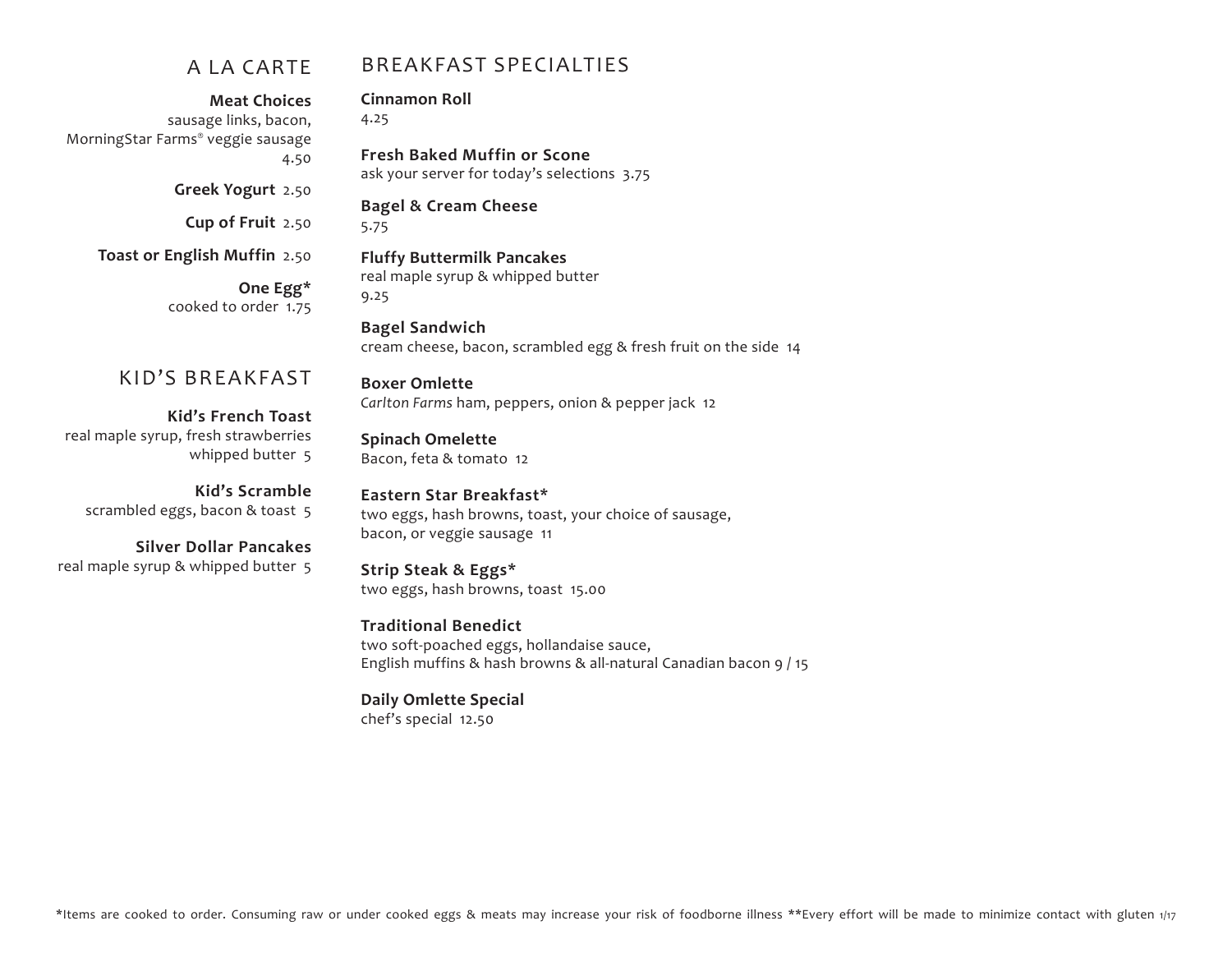## A LA CARTE

**Meat Choices**
sausage links, bacon, MorningStar Farms® veggie sausage
4.50

**Greek Yogurt** 2.50

**Cup of Fruit** 2.50

**Toast or English Muffin** 2.50

**One Egg***
cooked to order 1.75

## KID'S BREAKFAST

**Kid's French Toast**
real maple syrup, fresh strawberries
whipped butter 5

**Kid's Scramble**
scrambled eggs, bacon & toast 5

**Silver Dollar Pancakes**
real maple syrup & whipped butter 5

## BREAKFAST SPECIALTIES

**Cinnamon Roll**
4.25

**Fresh Baked Muffin or Scone**
ask your server for today's selections 3.75

**Bagel & Cream Cheese**
5.75

**Fluffy Buttermilk Pancakes**
real maple syrup & whipped butter
9.25

**Bagel Sandwich**
cream cheese, bacon, scrambled egg & fresh fruit on the side 14

**Boxer Omlette**
*Carlton Farms* ham, peppers, onion & pepper jack 12

**Spinach Omelette**
Bacon, feta & tomato 12

**Eastern Star Breakfast***
two eggs, hash browns, toast, your choice of sausage,
bacon, or veggie sausage 11

**Strip Steak & Eggs***
two eggs, hash browns, toast 15.00

**Traditional Benedict**
two soft-poached eggs, hollandaise sauce,
English muffins & hash browns & all-natural Canadian bacon 9 / 15

**Daily Omlette Special**
chef's special 12.50

*Items are cooked to order. Consuming raw or under cooked eggs & meats may increase your risk of foodborne illness **Every effort will be made to minimize contact with gluten 1/17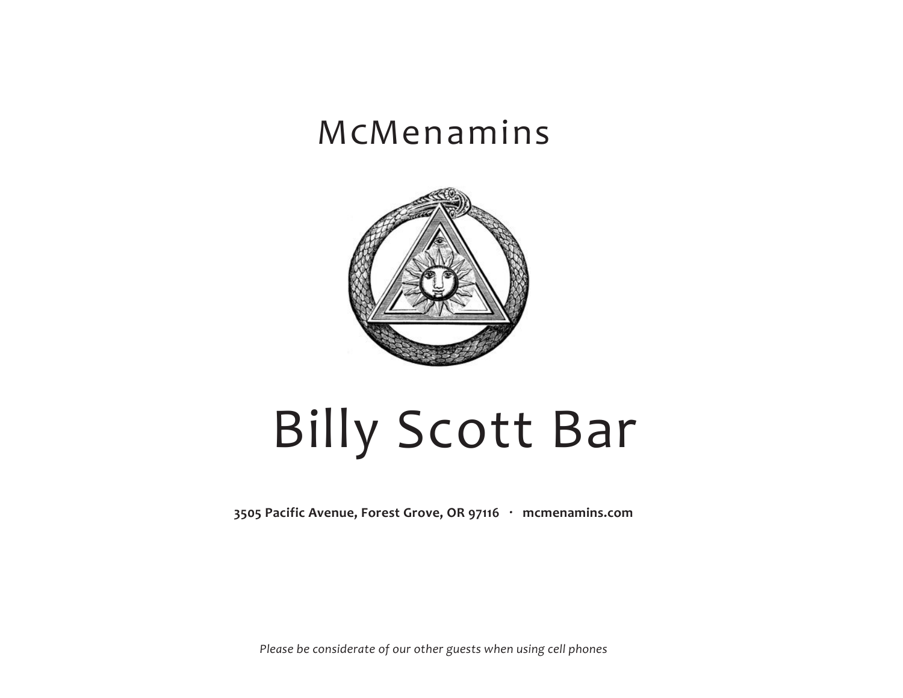McMenamins

# Billy Scott Bar

**3505 Pacific Avenue, Forest Grove, OR 97116 · mcmenamins.com**

*Please be considerate of our other guests when using cell phones*